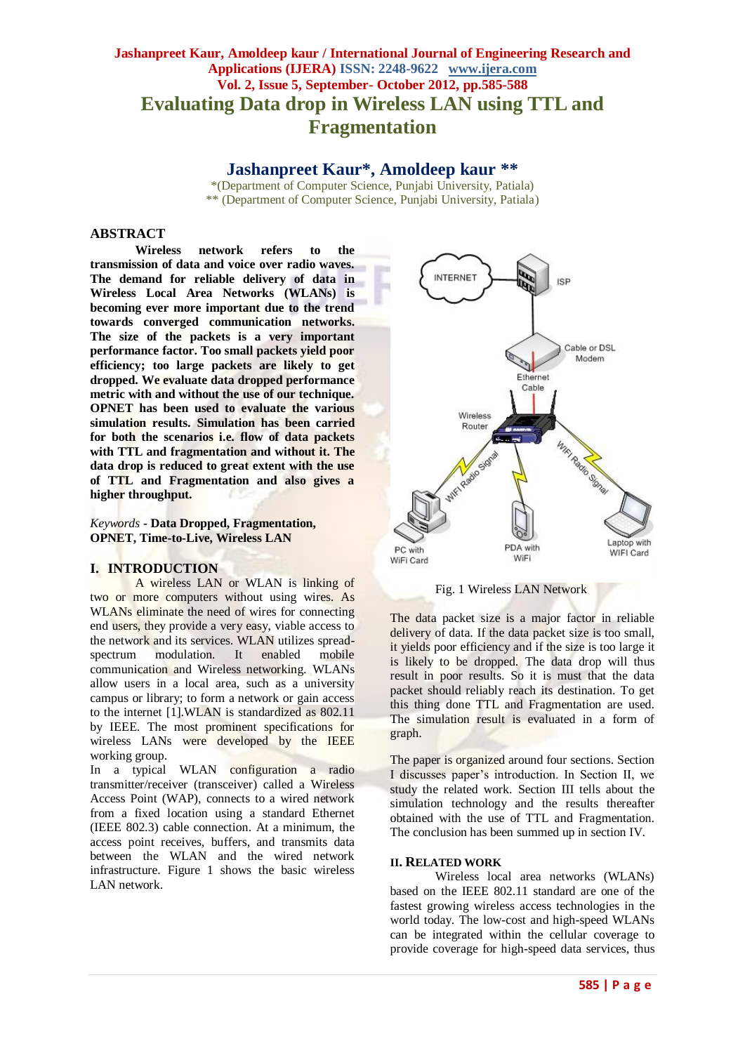# Evaluating Data drop in Wireless LAN using TTL and Fragmentation

**Jashanpreet Kaur\*, Amoldeep kaur \*\***

\*(Department of Computer Science, Punjabi University, Patiala)
\*\* (Department of Computer Science, Punjabi University, Patiala)

## ABSTRACT

**Wireless network refers to the transmission of data and voice over radio waves. The demand for reliable delivery of data in Wireless Local Area Networks (WLANs) is becoming ever more important due to the trend towards converged communication networks. The size of the packets is a very important performance factor. Too small packets yield poor efficiency; too large packets are likely to get dropped. We evaluate data dropped performance metric with and without the use of our technique. OPNET has been used to evaluate the various simulation results. Simulation has been carried for both the scenarios i.e. flow of data packets with TTL and fragmentation and without it. The data drop is reduced to great extent with the use of TTL and Fragmentation and also gives a higher throughput.**

*Keywords* - **Data Dropped, Fragmentation, OPNET, Time-to-Live, Wireless LAN**

## I. INTRODUCTION

A wireless LAN or WLAN is linking of two or more computers without using wires. As WLANs eliminate the need of wires for connecting end users, they provide a very easy, viable access to the network and its services. WLAN utilizes spread-spectrum modulation. It enabled mobile communication and Wireless networking. WLANs allow users in a local area, such as a university campus or library; to form a network or gain access to the internet [1].WLAN is standardized as 802.11 by IEEE. The most prominent specifications for wireless LANs were developed by the IEEE working group.

In a typical WLAN configuration a radio transmitter/receiver (transceiver) called a Wireless Access Point (WAP), connects to a wired network from a fixed location using a standard Ethernet (IEEE 802.3) cable connection. At a minimum, the access point receives, buffers, and transmits data between the WLAN and the wired network infrastructure. Figure 1 shows the basic wireless LAN network.

Fig. 1 Wireless LAN Network

The data packet size is a major factor in reliable delivery of data. If the data packet size is too small, it yields poor efficiency and if the size is too large it is likely to be dropped. The data drop will thus result in poor results. So it is must that the data packet should reliably reach its destination. To get this thing done TTL and Fragmentation are used. The simulation result is evaluated in a form of graph.

The paper is organized around four sections. Section I discusses paper's introduction. In Section II, we study the related work. Section III tells about the simulation technology and the results thereafter obtained with the use of TTL and Fragmentation. The conclusion has been summed up in section IV.

## II. RELATED WORK

Wireless local area networks (WLANs) based on the IEEE 802.11 standard are one of the fastest growing wireless access technologies in the world today. The low-cost and high-speed WLANs can be integrated within the cellular coverage to provide coverage for high-speed data services, thus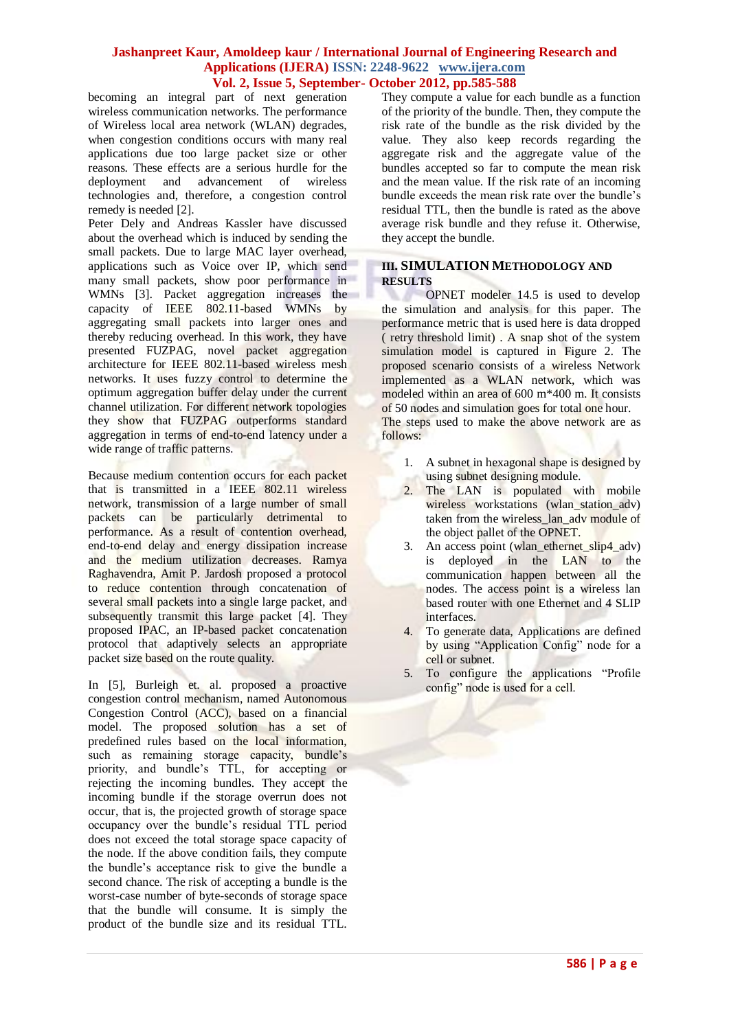becoming an integral part of next generation wireless communication networks. The performance of Wireless local area network (WLAN) degrades, when congestion conditions occurs with many real applications due too large packet size or other reasons. These effects are a serious hurdle for the deployment and advancement of wireless technologies and, therefore, a congestion control remedy is needed [2].

Peter Dely and Andreas Kassler have discussed about the overhead which is induced by sending the small packets. Due to large MAC layer overhead, applications such as Voice over IP, which send many small packets, show poor performance in WMNs [3]. Packet aggregation increases the capacity of IEEE 802.11-based WMNs by aggregating small packets into larger ones and thereby reducing overhead. In this work, they have presented FUZPAG, novel packet aggregation architecture for IEEE 802.11-based wireless mesh networks. It uses fuzzy control to determine the optimum aggregation buffer delay under the current channel utilization. For different network topologies they show that FUZPAG outperforms standard aggregation in terms of end-to-end latency under a wide range of traffic patterns.

Because medium contention occurs for each packet that is transmitted in a IEEE 802.11 wireless network, transmission of a large number of small packets can be particularly detrimental to performance. As a result of contention overhead, end-to-end delay and energy dissipation increase and the medium utilization decreases. Ramya Raghavendra, Amit P. Jardosh proposed a protocol to reduce contention through concatenation of several small packets into a single large packet, and subsequently transmit this large packet [4]. They proposed IPAC, an IP-based packet concatenation protocol that adaptively selects an appropriate packet size based on the route quality.

In [5], Burleigh et. al. proposed a proactive congestion control mechanism, named Autonomous Congestion Control (ACC), based on a financial model. The proposed solution has a set of predefined rules based on the local information, such as remaining storage capacity, bundle's priority, and bundle's TTL, for accepting or rejecting the incoming bundles. They accept the incoming bundle if the storage overrun does not occur, that is, the projected growth of storage space occupancy over the bundle's residual TTL period does not exceed the total storage space capacity of the node. If the above condition fails, they compute the bundle's acceptance risk to give the bundle a second chance. The risk of accepting a bundle is the worst-case number of byte-seconds of storage space that the bundle will consume. It is simply the product of the bundle size and its residual TTL. They compute a value for each bundle as a function of the priority of the bundle. Then, they compute the risk rate of the bundle as the risk divided by the value. They also keep records regarding the aggregate risk and the aggregate value of the bundles accepted so far to compute the mean risk and the mean value. If the risk rate of an incoming bundle exceeds the mean risk rate over the bundle's residual TTL, then the bundle is rated as the above average risk bundle and they refuse it. Otherwise, they accept the bundle.

## III. SIMULATION METHODOLOGY AND RESULTS

OPNET modeler 14.5 is used to develop the simulation and analysis for this paper. The performance metric that is used here is data dropped ( retry threshold limit) . A snap shot of the system simulation model is captured in Figure 2. The proposed scenario consists of a wireless Network implemented as a WLAN network, which was modeled within an area of 600 m*400 m. It consists of 50 nodes and simulation goes for total one hour.

The steps used to make the above network are as follows:

1. A subnet in hexagonal shape is designed by using subnet designing module.
2. The LAN is populated with mobile wireless workstations (wlan_station_adv) taken from the wireless_lan_adv module of the object pallet of the OPNET.
3. An access point (wlan_ethernet_slip4_adv) is deployed in the LAN to the communication happen between all the nodes. The access point is a wireless lan based router with one Ethernet and 4 SLIP interfaces.
4. To generate data, Applications are defined by using "Application Config" node for a cell or subnet.
5. To configure the applications "Profile config" node is used for a cell.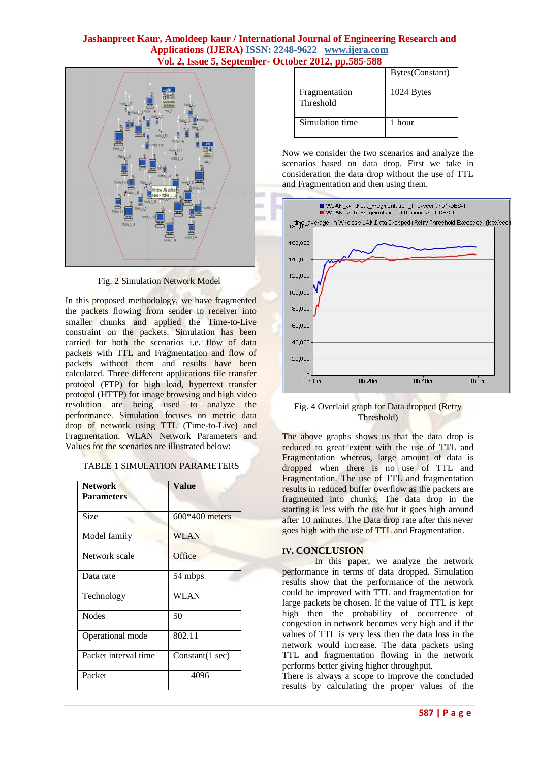Fig. 2 Simulation Network Model

In this proposed methodology, we have fragmented the packets flowing from sender to receiver into smaller chunks and applied the Time-to-Live constraint on the packets. Simulation has been carried for both the scenarios i.e. flow of data packets with TTL and Fragmentation and flow of packets without them and results have been calculated. Three different applications file transfer protocol (FTP) for high load, hypertext transfer protocol (HTTP) for image browsing and high video resolution are being used to analyze the performance. Simulation focuses on metric data drop of network using TTL (Time-to-Live) and Fragmentation. WLAN Network Parameters and Values for the scenarios are illustrated below:

TABLE 1 SIMULATION PARAMETERS

| **Network Parameters** | **Value** |
|---|---|
| Size | 600*400 meters |
| Model family | WLAN |
| Network scale | Office |
| Data rate | 54 mbps |
| Technology | WLAN |
| Nodes | 50 |
| Operational mode | 802.11 |
| Packet interval time | Constant(1 sec) |
| Packet | 4096 Bytes(Constant) |
| Fragmentation Threshold | 1024 Bytes |
| Simulation time | 1 hour |

Now we consider the two scenarios and analyze the scenarios based on data drop. First we take in consideration the data drop without the use of TTL and Fragmentation and then using them.

Fig. 4 Overlaid graph for Data dropped (Retry Threshold)

The above graphs shows us that the data drop is reduced to great extent with the use of TTL and Fragmentation whereas, large amount of data is dropped when there is no use of TTL and Fragmentation. The use of TTL and fragmentation results in reduced buffer overflow as the packets are fragmented into chunks. The data drop in the starting is less with the use but it goes high around after 10 minutes. The Data drop rate after this never goes high with the use of TTL and Fragmentation.

## IV. CONCLUSION

In this paper, we analyze the network performance in terms of data dropped. Simulation results show that the performance of the network could be improved with TTL and fragmentation for large packets be chosen. If the value of TTL is kept high then the probability of occurrence of congestion in network becomes very high and if the values of TTL is very less then the data loss in the network would increase. The data packets using TTL and fragmentation flowing in the network performs better giving higher throughput.

There is always a scope to improve the concluded results by calculating the proper values of the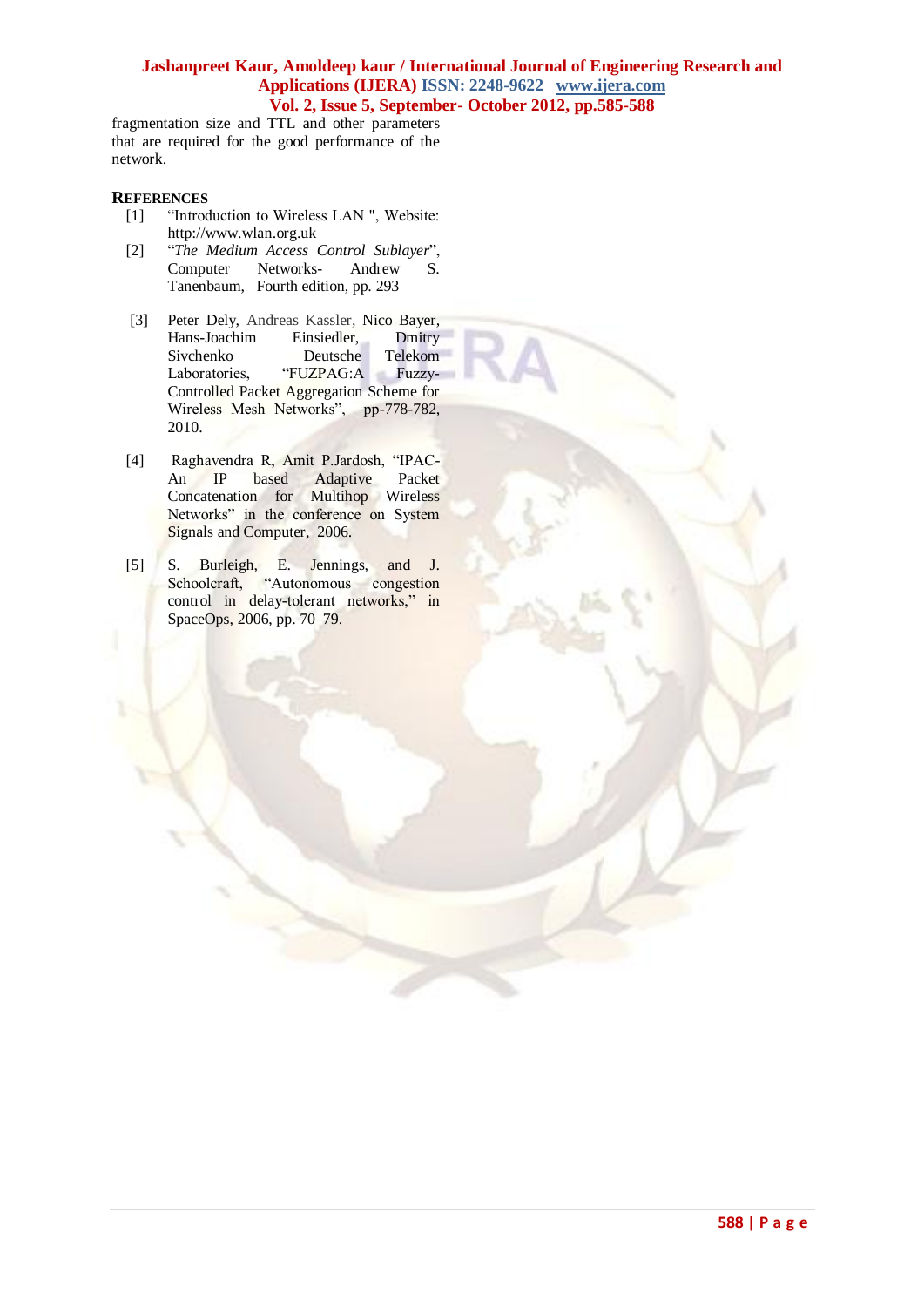fragmentation size and TTL and other parameters that are required for the good performance of the network.

## REFERENCES

[1] "Introduction to Wireless LAN ", Website: http://www.wlan.org.uk

[2] "*The Medium Access Control Sublayer*", Computer Networks- Andrew S. Tanenbaum, Fourth edition, pp. 293

[3] Peter Dely, Andreas Kassler, Nico Bayer, Hans-Joachim Einsiedler, Dmitry Sivchenko Deutsche Telekom Laboratories, "FUZPAG:A Fuzzy-Controlled Packet Aggregation Scheme for Wireless Mesh Networks", pp-778-782, 2010.

[4] Raghavendra R, Amit P.Jardosh, "IPAC-An IP based Adaptive Packet Concatenation for Multihop Wireless Networks" in the conference on System Signals and Computer, 2006.

[5] S. Burleigh, E. Jennings, and J. Schoolcraft, "Autonomous congestion control in delay-tolerant networks," in SpaceOps, 2006, pp. 70–79.